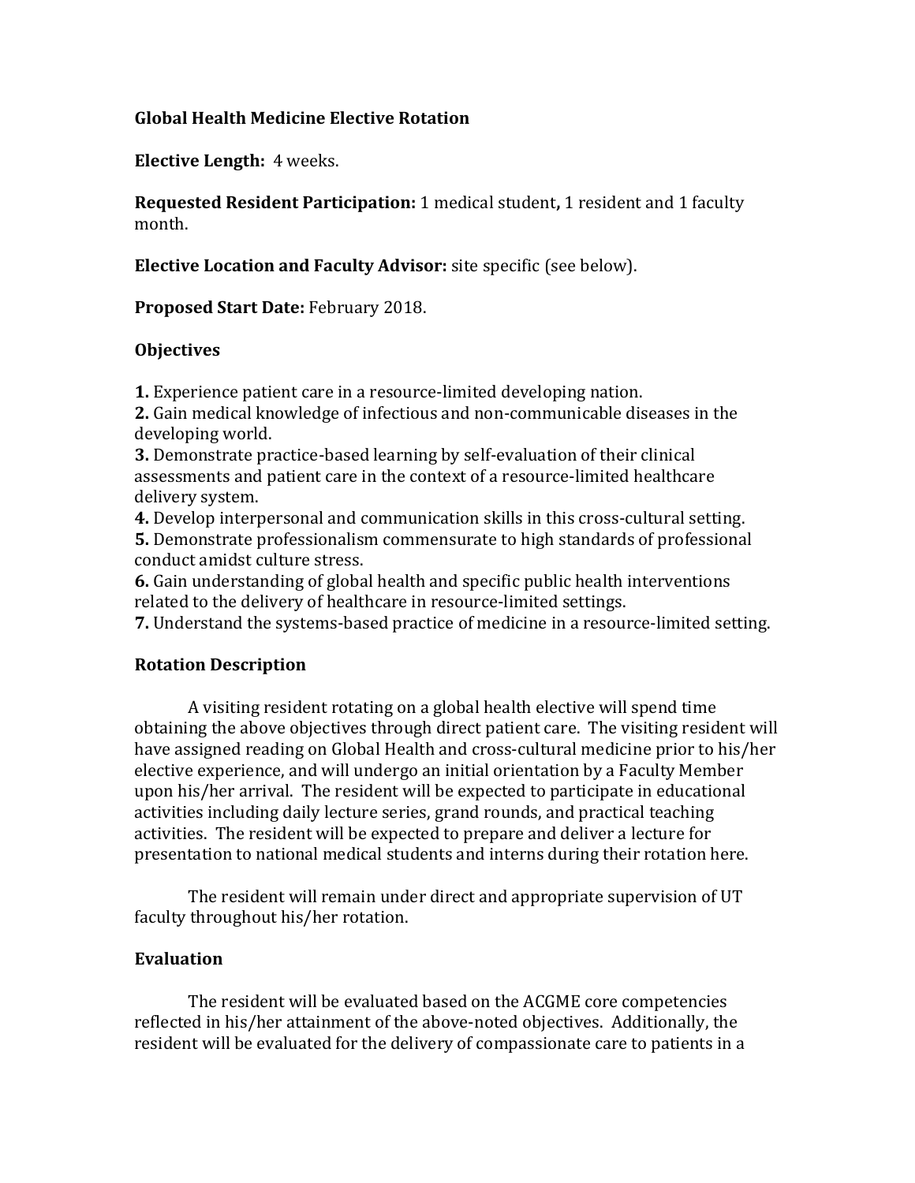# Global Health Medicine Elective Rotation

**Elective Length:** 4 weeks.

**Requested Resident Participation:** 1 medical student**,** 1 resident and 1 faculty month.

**Elective Location and Faculty Advisor:** site specific (see below).

**Proposed Start Date:** February 2018.

## Objectives

**1.** Experience patient care in a resource-limited developing nation.
**2.** Gain medical knowledge of infectious and non-communicable diseases in the developing world.
**3.** Demonstrate practice-based learning by self-evaluation of their clinical assessments and patient care in the context of a resource-limited healthcare delivery system.
**4.** Develop interpersonal and communication skills in this cross-cultural setting.
**5.** Demonstrate professionalism commensurate to high standards of professional conduct amidst culture stress.
**6.** Gain understanding of global health and specific public health interventions related to the delivery of healthcare in resource-limited settings.
**7.** Understand the systems-based practice of medicine in a resource-limited setting.

## Rotation Description

A visiting resident rotating on a global health elective will spend time obtaining the above objectives through direct patient care. The visiting resident will have assigned reading on Global Health and cross-cultural medicine prior to his/her elective experience, and will undergo an initial orientation by a Faculty Member upon his/her arrival. The resident will be expected to participate in educational activities including daily lecture series, grand rounds, and practical teaching activities. The resident will be expected to prepare and deliver a lecture for presentation to national medical students and interns during their rotation here.

The resident will remain under direct and appropriate supervision of UT faculty throughout his/her rotation.

## Evaluation

The resident will be evaluated based on the ACGME core competencies reflected in his/her attainment of the above-noted objectives. Additionally, the resident will be evaluated for the delivery of compassionate care to patients in a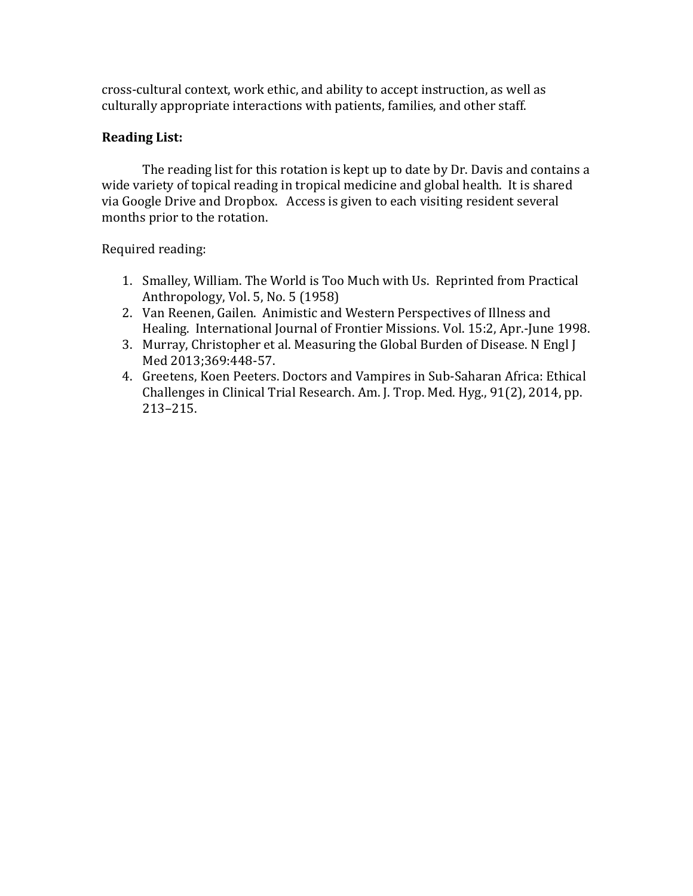cross-cultural context, work ethic, and ability to accept instruction, as well as culturally appropriate interactions with patients, families, and other staff.

**Reading List:**

The reading list for this rotation is kept up to date by Dr. Davis and contains a wide variety of topical reading in tropical medicine and global health. It is shared via Google Drive and Dropbox. Access is given to each visiting resident several months prior to the rotation.

Required reading:

1. Smalley, William. The World is Too Much with Us. Reprinted from Practical Anthropology, Vol. 5, No. 5 (1958)
2. Van Reenen, Gailen. Animistic and Western Perspectives of Illness and Healing. International Journal of Frontier Missions. Vol. 15:2, Apr.-June 1998.
3. Murray, Christopher et al. Measuring the Global Burden of Disease. N Engl J Med 2013;369:448-57.
4. Greetens, Koen Peeters. Doctors and Vampires in Sub-Saharan Africa: Ethical Challenges in Clinical Trial Research. Am. J. Trop. Med. Hyg., 91(2), 2014, pp. 213–215.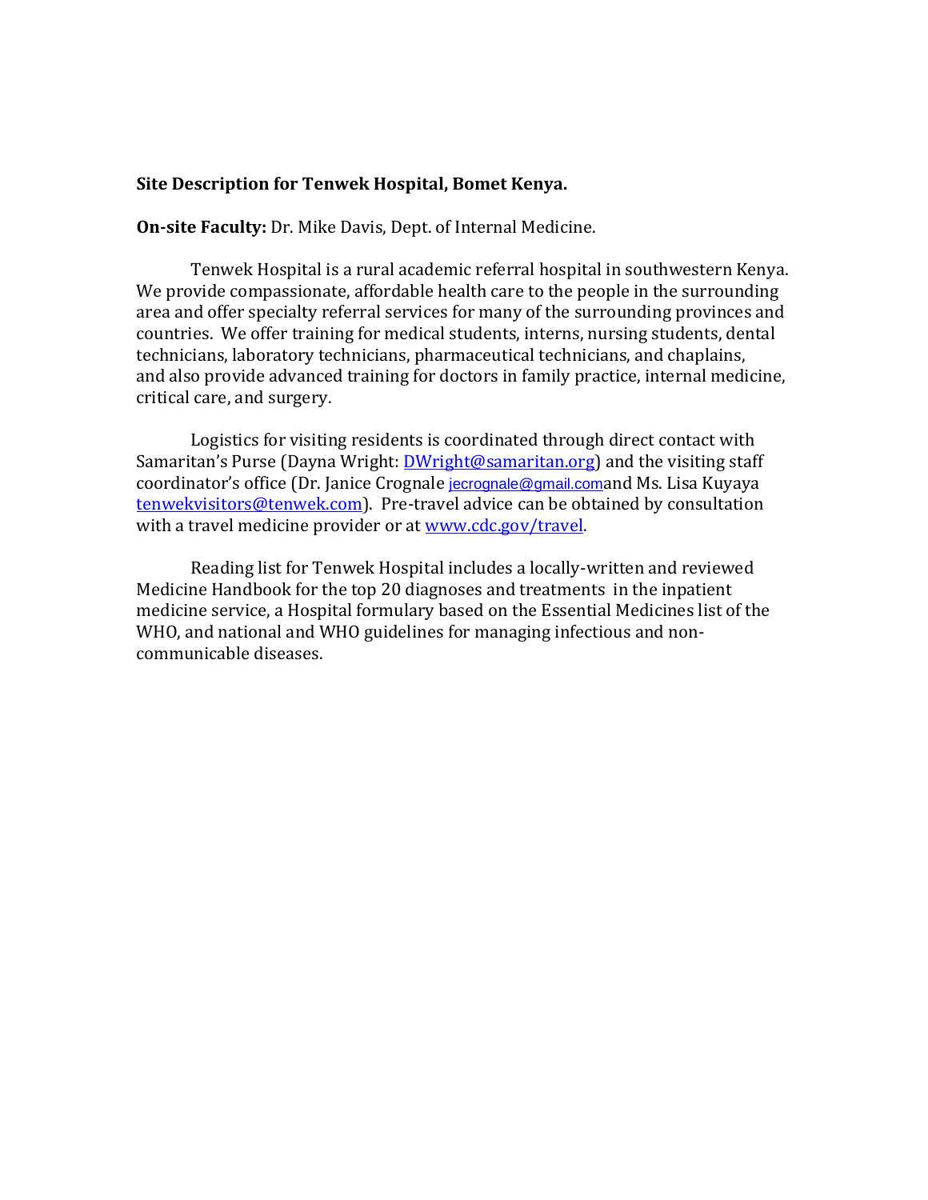**Site Description for Tenwek Hospital, Bomet Kenya.**

**On-site Faculty:** Dr. Mike Davis, Dept. of Internal Medicine.

Tenwek Hospital is a rural academic referral hospital in southwestern Kenya. We provide compassionate, affordable health care to the people in the surrounding area and offer specialty referral services for many of the surrounding provinces and countries. We offer training for medical students, interns, nursing students, dental technicians, laboratory technicians, pharmaceutical technicians, and chaplains, and also provide advanced training for doctors in family practice, internal medicine, critical care, and surgery.

Logistics for visiting residents is coordinated through direct contact with Samaritan's Purse (Dayna Wright: DWright@samaritan.org) and the visiting staff coordinator's office (Dr. Janice Crognale jecrognale@gmail.comand Ms. Lisa Kuyaya tenwekvisitors@tenwek.com). Pre-travel advice can be obtained by consultation with a travel medicine provider or at www.cdc.gov/travel.

Reading list for Tenwek Hospital includes a locally-written and reviewed Medicine Handbook for the top 20 diagnoses and treatments in the inpatient medicine service, a Hospital formulary based on the Essential Medicines list of the WHO, and national and WHO guidelines for managing infectious and non-communicable diseases.